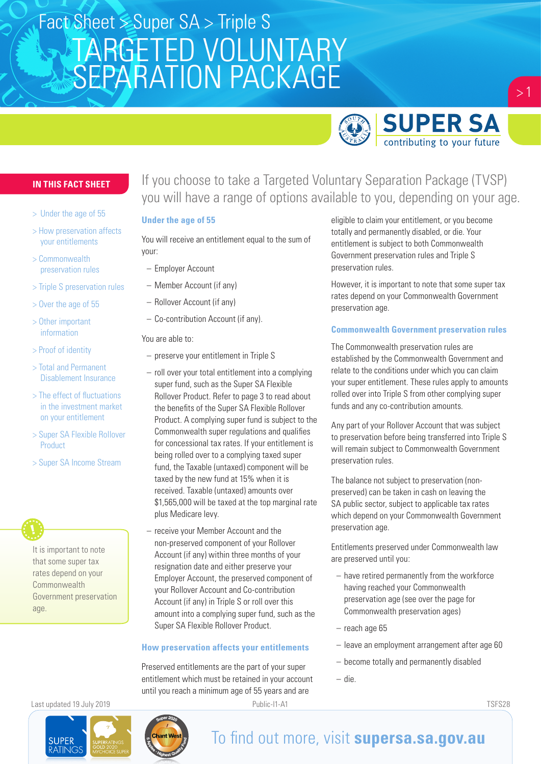Fact Sheet > Super SA > Triple S

# TARGETED VOLUNTARY SEPARATION PACKAGE

**IN THIS FACT SHEET**

- > Under the age of 55
- > How preservation affects your entitlements
- > Commonwealth preservation rules
- > Triple S preservation rules
- > Over the age of 55
- > Other important information
- > Proof of identity
- > Total and Permanent Disablement Insurance
- > The effect of fluctuations in the investment market on your entitlement
- > Super SA Flexible Rollover Product
- > Super SA Income Stream

It is important to note that some super tax rates depend on your Commonwealth Government preservation age.

If you choose to take a Targeted Voluntary Separation Package (TVSP) you will have a range of options available to you, depending on your age.

## Under the age of 55

You will receive an entitlement equal to the sum of your:

- Employer Account
- Member Account (if any)
- Rollover Account (if any)
- Co-contribution Account (if any).

You are able to:

- preserve your entitlement in Triple S
- roll over your total entitlement into a complying super fund, such as the Super SA Flexible Rollover Product. Refer to page 3 to read about the benefits of the Super SA Flexible Rollover Product. A complying super fund is subject to the Commonwealth super regulations and qualifies for concessional tax rates. If your entitlement is being rolled over to a complying taxed super fund, the Taxable (untaxed) component will be taxed by the new fund at 15% when it is received. Taxable (untaxed) amounts over $1,565,000 will be taxed at the top marginal rate plus Medicare levy.
- receive your Member Account and the non-preserved component of your Rollover Account (if any) within three months of your resignation date and either preserve your Employer Account, the preserved component of your Rollover Account and Co-contribution Account (if any) in Triple S or roll over this amount into a complying super fund, such as the Super SA Flexible Rollover Product.

## How preservation affects your entitlements

Preserved entitlements are the part of your super entitlement which must be retained in your account until you reach a minimum age of 55 years and are eligible to claim your entitlement, or you become totally and permanently disabled, or die. Your entitlement is subject to both Commonwealth Government preservation rules and Triple S preservation rules.

However, it is important to note that some super tax rates depend on your Commonwealth Government preservation age.

## Commonwealth Government preservation rules

The Commonwealth preservation rules are established by the Commonwealth Government and relate to the conditions under which you can claim your super entitlement. These rules apply to amounts rolled over into Triple S from other complying super funds and any co-contribution amounts.

Any part of your Rollover Account that was subject to preservation before being transferred into Triple S will remain subject to Commonwealth Government preservation rules.

The balance not subject to preservation (non-preserved) can be taken in cash on leaving the SA public sector, subject to applicable tax rates which depend on your Commonwealth Government preservation age.

Entitlements preserved under Commonwealth law are preserved until you:

- have retired permanently from the workforce having reached your Commonwealth preservation age (see over the page for Commonwealth preservation ages)
- reach age 65
- leave an employment arrangement after age 60
- become totally and permanently disabled
- die.

Last updated 19 July 2019 Public-I1-A1 TSFS28

To find out more, visit **supersa.sa.gov.au**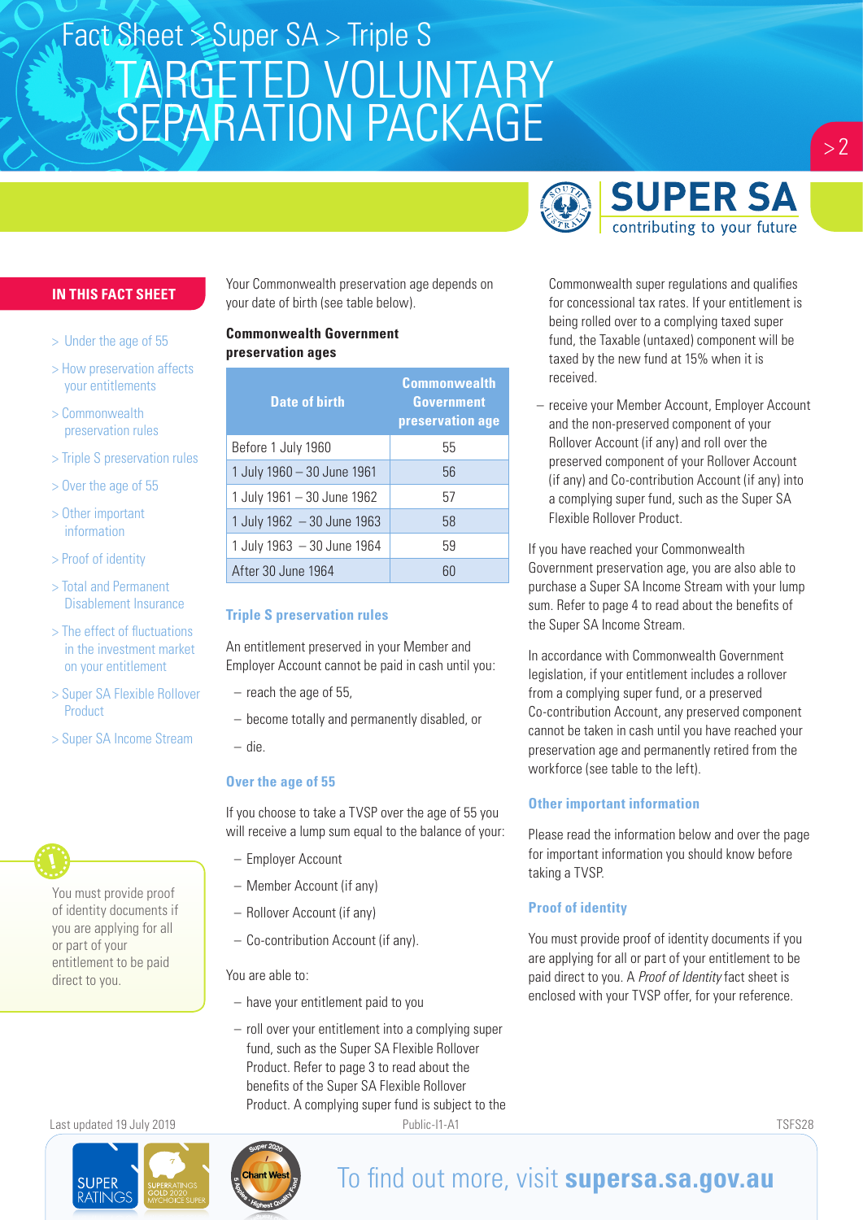# Fact Sheet > Super SA > Triple S

# TARGETED VOLUNTARY SEPARATION PACKAGE

## IN THIS FACT SHEET

- > Under the age of 55
- > How preservation affects your entitlements
- > Commonwealth preservation rules
- > Triple S preservation rules
- > Over the age of 55
- > Other important information
- > Proof of identity
- > Total and Permanent Disablement Insurance
- > The effect of fluctuations in the investment market on your entitlement
- > Super SA Flexible Rollover Product
- > Super SA Income Stream

You must provide proof of identity documents if you are applying for all or part of your entitlement to be paid direct to you.

Your Commonwealth preservation age depends on your date of birth (see table below).

**Commonwealth Government preservation ages**

| Date of birth | Commonwealth Government preservation age |
|---|---|
| Before 1 July 1960 | 55 |
| 1 July 1960 – 30 June 1961 | 56 |
| 1 July 1961 – 30 June 1962 | 57 |
| 1 July 1962 – 30 June 1963 | 58 |
| 1 July 1963 – 30 June 1964 | 59 |
| After 30 June 1964 | 60 |

### Triple S preservation rules

An entitlement preserved in your Member and Employer Account cannot be paid in cash until you:

- reach the age of 55,
- become totally and permanently disabled, or
- die.

### Over the age of 55

If you choose to take a TVSP over the age of 55 you will receive a lump sum equal to the balance of your:

- Employer Account
- Member Account (if any)
- Rollover Account (if any)
- Co-contribution Account (if any).

You are able to:

- have your entitlement paid to you
- roll over your entitlement into a complying super fund, such as the Super SA Flexible Rollover Product. Refer to page 3 to read about the benefits of the Super SA Flexible Rollover Product. A complying super fund is subject to the Commonwealth super regulations and qualifies for concessional tax rates. If your entitlement is being rolled over to a complying taxed super fund, the Taxable (untaxed) component will be taxed by the new fund at 15% when it is received.
- receive your Member Account, Employer Account and the non-preserved component of your Rollover Account (if any) and roll over the preserved component of your Rollover Account (if any) and Co-contribution Account (if any) into a complying super fund, such as the Super SA Flexible Rollover Product.

If you have reached your Commonwealth Government preservation age, you are also able to purchase a Super SA Income Stream with your lump sum. Refer to page 4 to read about the benefits of the Super SA Income Stream.

In accordance with Commonwealth Government legislation, if your entitlement includes a rollover from a complying super fund, or a preserved Co-contribution Account, any preserved component cannot be taken in cash until you have reached your preservation age and permanently retired from the workforce (see table to the left).

### Other important information

Please read the information below and over the page for important information you should know before taking a TVSP.

### Proof of identity

You must provide proof of identity documents if you are applying for all or part of your entitlement to be paid direct to you. A *Proof of Identity* fact sheet is enclosed with your TVSP offer, for your reference.

Last updated 19 July 2019

To find out more, visit **supersa.sa.gov.au**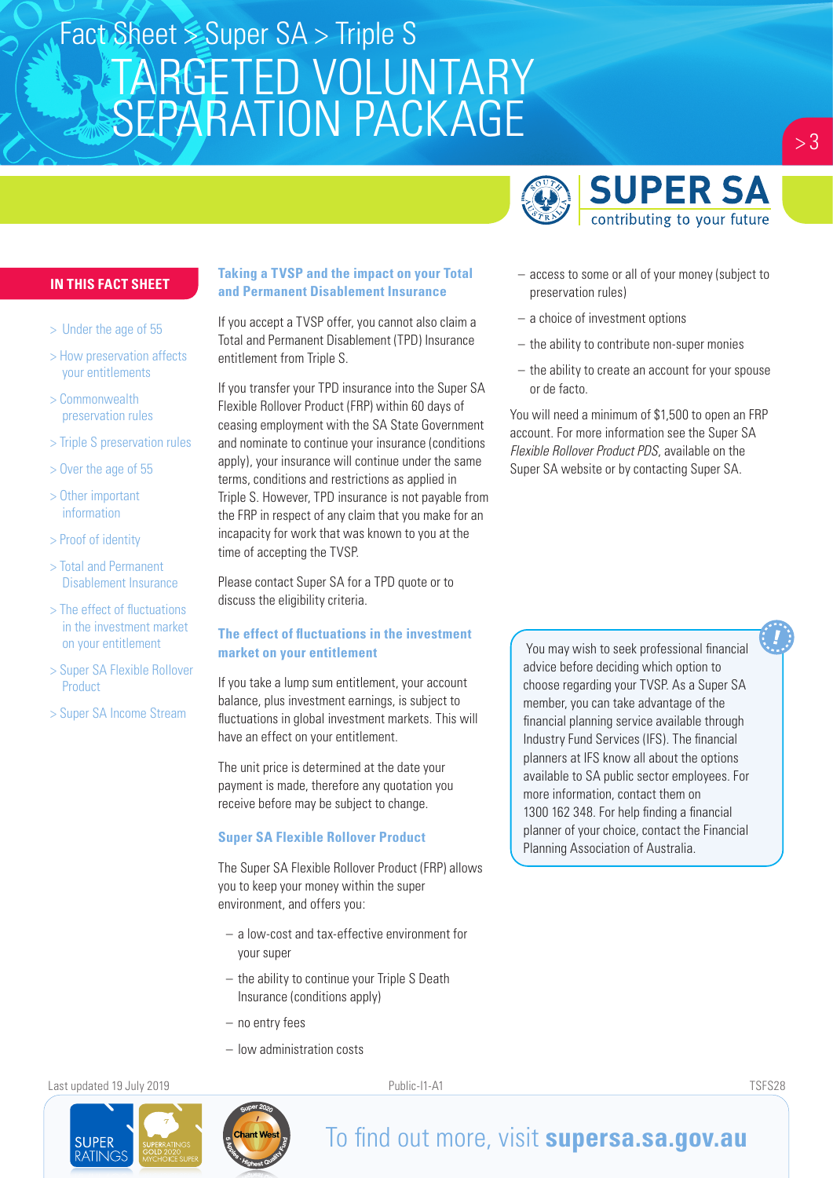# Fact Sheet > Super SA > Triple S

# TARGETED VOLUNTARY SEPARATION PACKAGE

**IN THIS FACT SHEET**

- > Under the age of 55
- > How preservation affects your entitlements
- > Commonwealth preservation rules
- > Triple S preservation rules
- > Over the age of 55
- > Other important information
- > Proof of identity
- > Total and Permanent Disablement Insurance
- > The effect of fluctuations in the investment market on your entitlement
- > Super SA Flexible Rollover Product
- > Super SA Income Stream

## Taking a TVSP and the impact on your Total and Permanent Disablement Insurance

If you accept a TVSP offer, you cannot also claim a Total and Permanent Disablement (TPD) Insurance entitlement from Triple S.

If you transfer your TPD insurance into the Super SA Flexible Rollover Product (FRP) within 60 days of ceasing employment with the SA State Government and nominate to continue your insurance (conditions apply), your insurance will continue under the same terms, conditions and restrictions as applied in Triple S. However, TPD insurance is not payable from the FRP in respect of any claim that you make for an incapacity for work that was known to you at the time of accepting the TVSP.

Please contact Super SA for a TPD quote or to discuss the eligibility criteria.

## The effect of fluctuations in the investment market on your entitlement

If you take a lump sum entitlement, your account balance, plus investment earnings, is subject to fluctuations in global investment markets. This will have an effect on your entitlement.

The unit price is determined at the date your payment is made, therefore any quotation you receive before may be subject to change.

## Super SA Flexible Rollover Product

The Super SA Flexible Rollover Product (FRP) allows you to keep your money within the super environment, and offers you:

- a low-cost and tax-effective environment for your super
- the ability to continue your Triple S Death Insurance (conditions apply)
- no entry fees
- low administration costs
- access to some or all of your money (subject to preservation rules)
- a choice of investment options
- the ability to contribute non-super monies
- the ability to create an account for your spouse or de facto.

You will need a minimum of $1,500 to open an FRP account. For more information see the Super SA *Flexible Rollover Product PDS*, available on the Super SA website or by contacting Super SA.

> You may wish to seek professional financial advice before deciding which option to choose regarding your TVSP. As a Super SA member, you can take advantage of the financial planning service available through Industry Fund Services (IFS). The financial planners at IFS know all about the options available to SA public sector employees. For more information, contact them on 1300 162 348. For help finding a financial planner of your choice, contact the Financial Planning Association of Australia.

Last updated 19 July 2019

Public-I1-A1

TSFS28

To find out more, visit **supersa.sa.gov.au**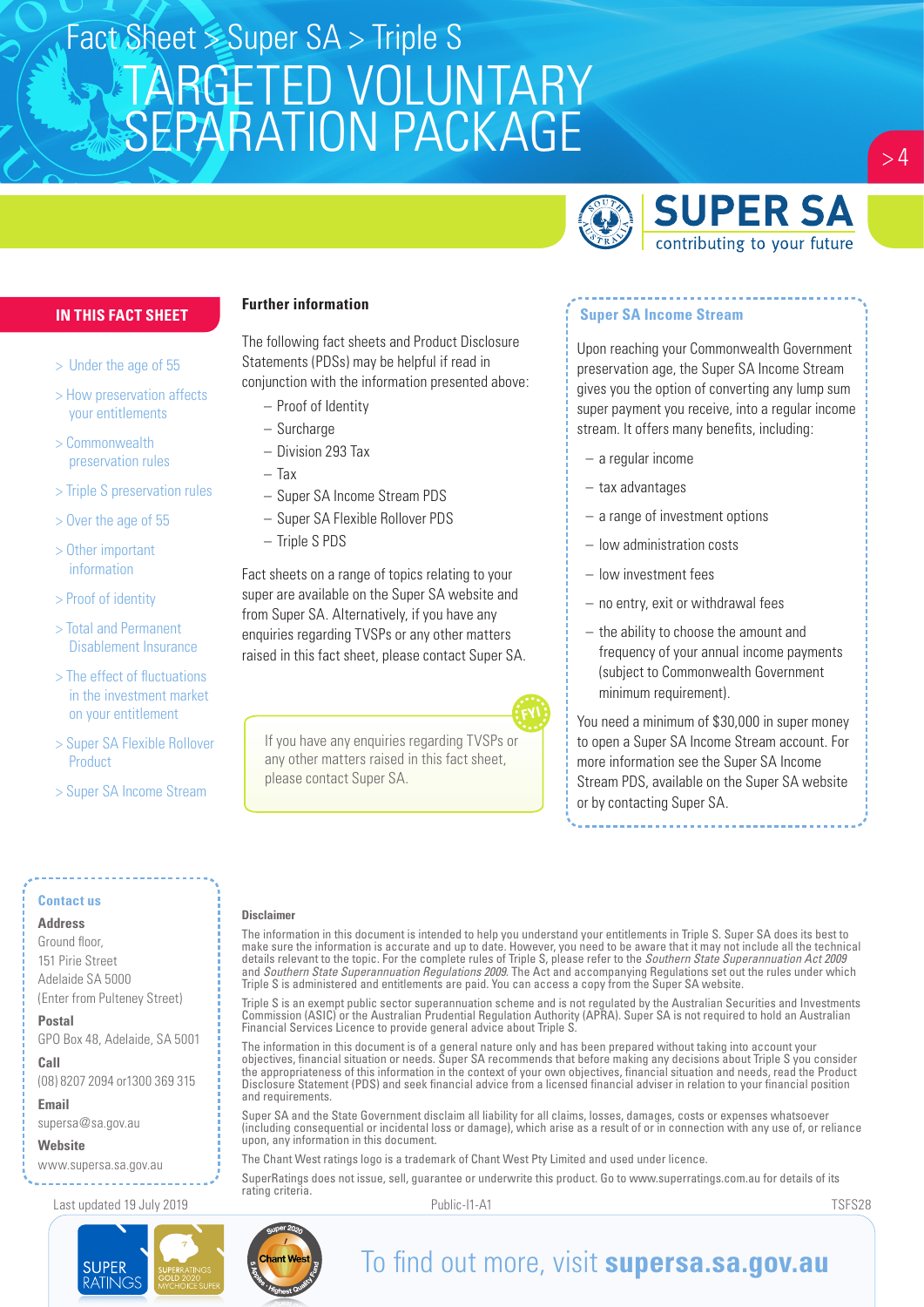Fact Sheet > Super SA > Triple S

# TARGETED VOLUNTARY SEPARATION PACKAGE

SUPER SA
contributing to your future

## IN THIS FACT SHEET

- > Under the age of 55
- > How preservation affects your entitlements
- > Commonwealth preservation rules
- > Triple S preservation rules
- > Over the age of 55
- > Other important information
- > Proof of identity
- > Total and Permanent Disablement Insurance
- > The effect of fluctuations in the investment market on your entitlement
- > Super SA Flexible Rollover Product
- > Super SA Income Stream

## Further information

The following fact sheets and Product Disclosure Statements (PDSs) may be helpful if read in conjunction with the information presented above:

- Proof of Identity
- Surcharge
- Division 293 Tax
- Tax
- Super SA Income Stream PDS
- Super SA Flexible Rollover PDS
- Triple S PDS

Fact sheets on a range of topics relating to your super are available on the Super SA website and from Super SA. Alternatively, if you have any enquiries regarding TVSPs or any other matters raised in this fact sheet, please contact Super SA.

> FYI
> If you have any enquiries regarding TVSPs or any other matters raised in this fact sheet, please contact Super SA.

## Super SA Income Stream

Upon reaching your Commonwealth Government preservation age, the Super SA Income Stream gives you the option of converting any lump sum super payment you receive, into a regular income stream. It offers many benefits, including:

- a regular income
- tax advantages
- a range of investment options
- low administration costs
- low investment fees
- no entry, exit or withdrawal fees
- the ability to choose the amount and frequency of your annual income payments (subject to Commonwealth Government minimum requirement).

You need a minimum of $30,000 in super money to open a Super SA Income Stream account. For more information see the Super SA Income Stream PDS, available on the Super SA website or by contacting Super SA.

## Contact us

**Address**
Ground floor,
151 Pirie Street
Adelaide SA 5000
(Enter from Pulteney Street)

**Postal**
GPO Box 48, Adelaide, SA 5001

**Call**
(08) 8207 2094 or1300 369 315

**Email**
supersa@sa.gov.au

**Website**
www.supersa.sa.gov.au

### Disclaimer

The information in this document is intended to help you understand your entitlements in Triple S. Super SA does its best to make sure the information is accurate and up to date. However, you need to be aware that it may not include all the technical details relevant to the topic. For the complete rules of Triple S, please refer to the *Southern State Superannuation Act 2009* and *Southern State Superannuation Regulations 2009*. The Act and accompanying Regulations set out the rules under which Triple S is administered and entitlements are paid. You can access a copy from the Super SA website.

Triple S is an exempt public sector superannuation scheme and is not regulated by the Australian Securities and Investments Commission (ASIC) or the Australian Prudential Regulation Authority (APRA). Super SA is not required to hold an Australian Financial Services Licence to provide general advice about Triple S.

The information in this document is of a general nature only and has been prepared without taking into account your objectives, financial situation or needs. Super SA recommends that before making any decisions about Triple S you consider the appropriateness of this information in the context of your own objectives, financial situation and needs, read the Product Disclosure Statement (PDS) and seek financial advice from a licensed financial adviser in relation to your financial position and requirements.

Super SA and the State Government disclaim all liability for all claims, losses, damages, costs or expenses whatsoever (including consequential or incidental loss or damage), which arise as a result of or in connection with any use of, or reliance upon, any information in this document.

The Chant West ratings logo is a trademark of Chant West Pty Limited and used under licence.

SuperRatings does not issue, sell, guarantee or underwrite this product. Go to www.superratings.com.au for details of its rating criteria.

Last updated 19 July 2019 Public-I1-A1 TSFS28

To find out more, visit **supersa.sa.gov.au**